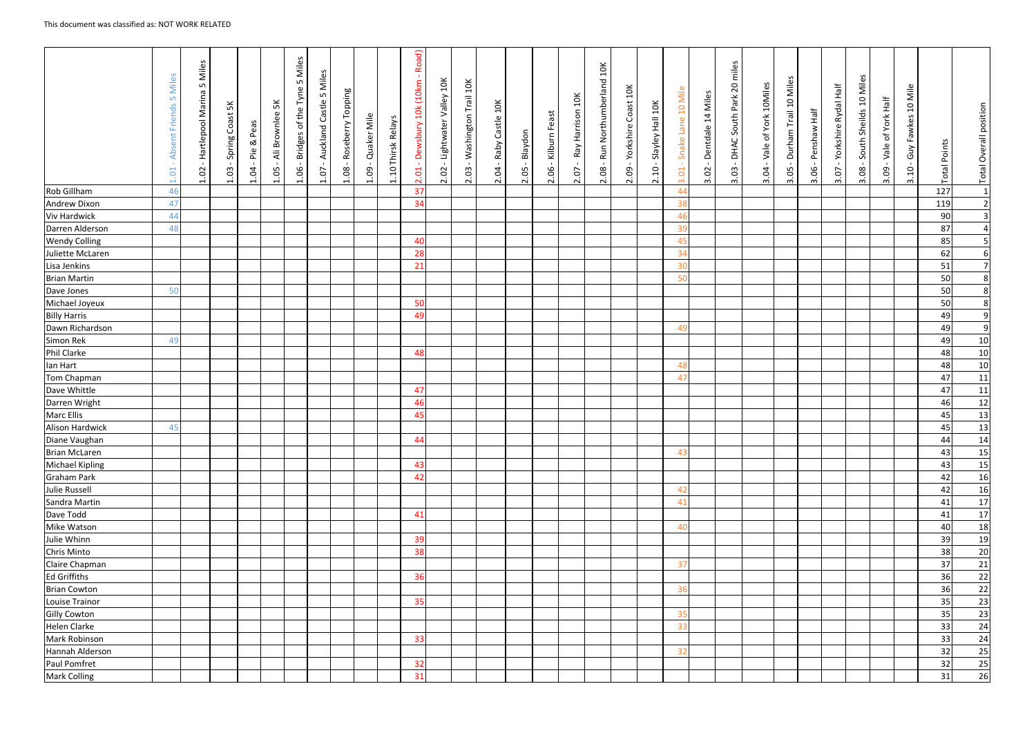This document was classified as: NOT WORK RELATED

| | 1.01 - Absent Friends 5 Miles | 1.02 - Hartlepool Marina 5 Miles | 1.03 - Spring Coast 5K | 1.04 - Pie & Peas | 1.05 - Ali Brownlee 5K | 1.06 - Bridges of the Tyne 5 Miles | 1.07 - Auckland Castle 5 Miles | 1.08 - Roseberry Topping | 1.09 - Quaker Mile | 1.10 Thirsk Relays | 2.01 - Dewsbury 10k (10km - Road) | 2.02 - Lightwater Valley 10K | 2.03 - Washington Trail 10K | 2.04 - Raby Castle 10K | 2.05 - Blaydon | 2.06 - Kilburn Feast | 2.07 - Ray Harrison 10K | 2.08 - Run Northumberland 10K | 2.09 - Yorkshire Coast 10K | 2.10 - Slayley Hall 10K | 3.01 - Snake Lane 10 Mile | 3.02 - Dentdale 14 Miles | 3.03 - DHAC South Park 20 miles | 3.04 - Vale of York 10Miles | 3.05 - Durham Trail 10 Miles | 3.06 - Penshaw Half | 3.07 - Yorkshire Rydal Half | 3.08 - South Sheilds 10 Miles | 3.09 - Vale of York Half | 3.10 - Guy Fawkes 10 Mile | Total Points | Total Overall position |
|---|---|---|---|---|---|---|---|---|---|---|---|---|---|---|---|---|---|---|---|---|---|---|---|---|---|---|---|---|---|---|---|---|
| Rob Gillham | 46 | | | | | | | | | | 37 | | | | | | | | | | 44 | | | | | | | | | | 127 | 1 |
| Andrew Dixon | 47 | | | | | | | | | | 34 | | | | | | | | | | 38 | | | | | | | | | | 119 | 2 |
| Viv Hardwick | 44 | | | | | | | | | | | | | | | | | | | | 46 | | | | | | | | | | 90 | 3 |
| Darren Alderson | 48 | | | | | | | | | | | | | | | | | | | | 39 | | | | | | | | | | 87 | 4 |
| Wendy Colling | | | | | | | | | | | 40 | | | | | | | | | | 45 | | | | | | | | | | 85 | 5 |
| Juliette McLaren | | | | | | | | | | | 28 | | | | | | | | | | 34 | | | | | | | | | | 62 | 6 |
| Lisa Jenkins | | | | | | | | | | | 21 | | | | | | | | | | 30 | | | | | | | | | | 51 | 7 |
| Brian Martin | | | | | | | | | | | | | | | | | | | | | 50 | | | | | | | | | | 50 | 8 |
| Dave Jones | 50 | | | | | | | | | | | | | | | | | | | | | | | | | | | | | | 50 | 8 |
| Michael Joyeux | | | | | | | | | | | 50 | | | | | | | | | | | | | | | | | | | | 50 | 8 |
| Billy Harris | | | | | | | | | | | 49 | | | | | | | | | | | | | | | | | | | | 49 | 9 |
| Dawn Richardson | | | | | | | | | | | | | | | | | | | | | 49 | | | | | | | | | | 49 | 9 |
| Simon Rek | 49 | | | | | | | | | | | | | | | | | | | | | | | | | | | | | | 49 | 10 |
| Phil Clarke | | | | | | | | | | | 48 | | | | | | | | | | | | | | | | | | | | 48 | 10 |
| Ian Hart | | | | | | | | | | | | | | | | | | | | | 48 | | | | | | | | | | 48 | 10 |
| Tom Chapman | | | | | | | | | | | | | | | | | | | | | 47 | | | | | | | | | | 47 | 11 |
| Dave Whittle | | | | | | | | | | | 47 | | | | | | | | | | | | | | | | | | | | 47 | 11 |
| Darren Wright | | | | | | | | | | | 46 | | | | | | | | | | | | | | | | | | | | 46 | 12 |
| Marc Ellis | | | | | | | | | | | 45 | | | | | | | | | | | | | | | | | | | | 45 | 13 |
| Alison Hardwick | 45 | | | | | | | | | | | | | | | | | | | | | | | | | | | | | | 45 | 13 |
| Diane Vaughan | | | | | | | | | | | 44 | | | | | | | | | | | | | | | | | | | | 44 | 14 |
| Brian McLaren | | | | | | | | | | | | | | | | | | | | | 43 | | | | | | | | | | 43 | 15 |
| Michael Kipling | | | | | | | | | | | 43 | | | | | | | | | | | | | | | | | | | | 43 | 15 |
| Graham Park | | | | | | | | | | | 42 | | | | | | | | | | | | | | | | | | | | 42 | 16 |
| Julie Russell | | | | | | | | | | | | | | | | | | | | | 42 | | | | | | | | | | 42 | 16 |
| Sandra Martin | | | | | | | | | | | | | | | | | | | | | 41 | | | | | | | | | | 41 | 17 |
| Dave Todd | | | | | | | | | | | 41 | | | | | | | | | | | | | | | | | | | | 41 | 17 |
| Mike Watson | | | | | | | | | | | | | | | | | | | | | 40 | | | | | | | | | | 40 | 18 |
| Julie Whinn | | | | | | | | | | | 39 | | | | | | | | | | | | | | | | | | | | 39 | 19 |
| Chris Minto | | | | | | | | | | | 38 | | | | | | | | | | | | | | | | | | | | 38 | 20 |
| Claire Chapman | | | | | | | | | | | | | | | | | | | | | 37 | | | | | | | | | | 37 | 21 |
| Ed Griffiths | | | | | | | | | | | 36 | | | | | | | | | | | | | | | | | | | | 36 | 22 |
| Brian Cowton | | | | | | | | | | | | | | | | | | | | | 36 | | | | | | | | | | 36 | 22 |
| Louise Trainor | | | | | | | | | | | 35 | | | | | | | | | | | | | | | | | | | | 35 | 23 |
| Gilly Cowton | | | | | | | | | | | | | | | | | | | | | 35 | | | | | | | | | | 35 | 23 |
| Helen Clarke | | | | | | | | | | | | | | | | | | | | | 33 | | | | | | | | | | 33 | 24 |
| Mark Robinson | | | | | | | | | | | 33 | | | | | | | | | | | | | | | | | | | | 33 | 24 |
| Hannah Alderson | | | | | | | | | | | | | | | | | | | | | 32 | | | | | | | | | | 32 | 25 |
| Paul Pomfret | | | | | | | | | | | 32 | | | | | | | | | | | | | | | | | | | | 32 | 25 |
| Mark Colling | | | | | | | | | | | 31 | | | | | | | | | | | | | | | | | | | | 31 | 26 |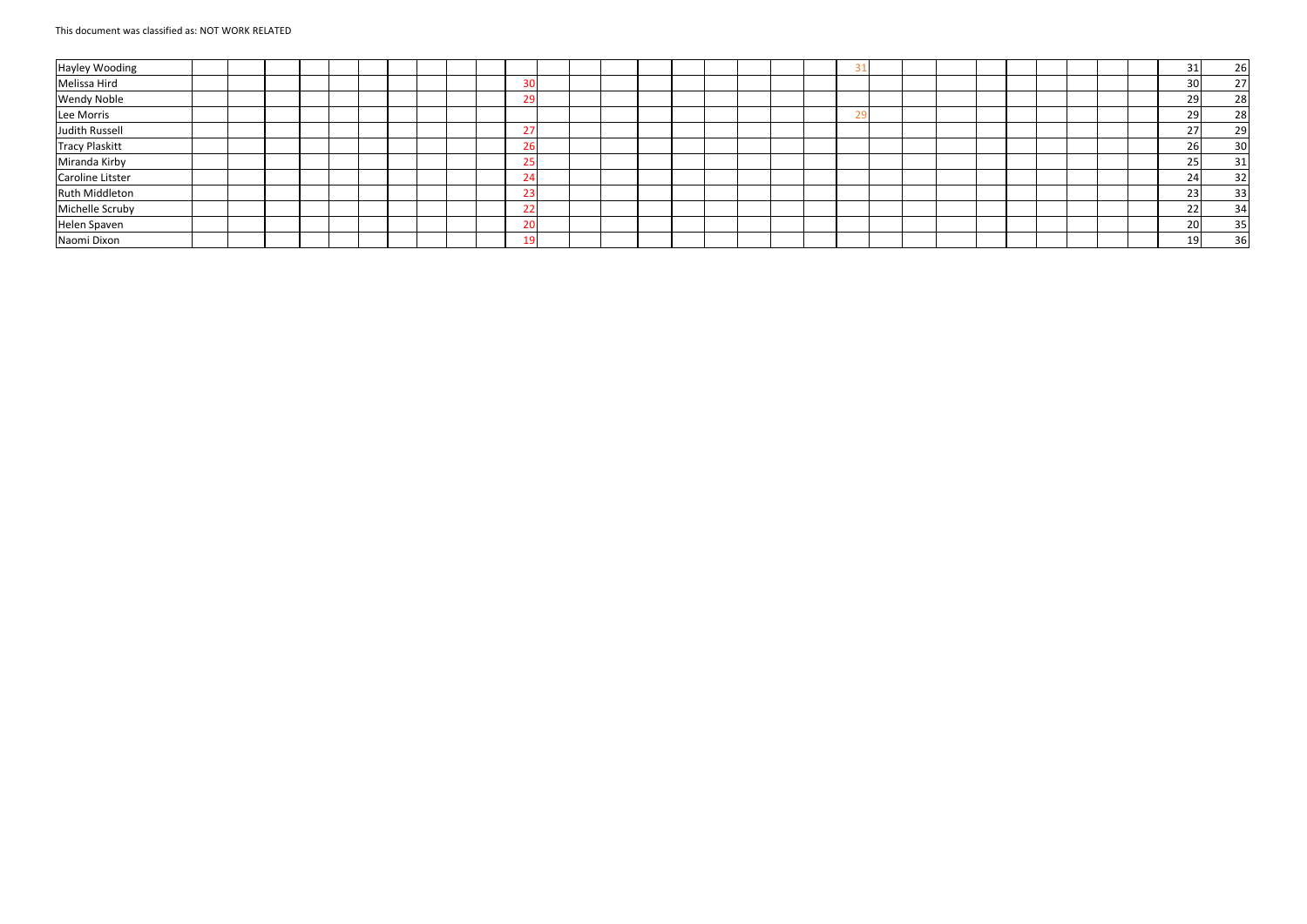| | | | | | | | | | | | | | | | | | | | | | | | | | | | | | | | | |
|---|---|---|---|---|---|---|---|---|---|---|---|---|---|---|---|---|---|---|---|---|---|---|---|---|---|---|---|---|---|---|---|---|
| Hayley Wooding | | | | | | | | | | | | | | | | | | | | | 31 | | | | | | | | | | 31 | 26 |
| Melissa Hird | | | | | | | | | | | 30 | | | | | | | | | | | | | | | | | | | | 30 | 27 |
| Wendy Noble | | | | | | | | | | | 29 | | | | | | | | | | | | | | | | | | | | 29 | 28 |
| Lee Morris | | | | | | | | | | | | | | | | | | | | | 29 | | | | | | | | | | 29 | 28 |
| Judith Russell | | | | | | | | | | | 27 | | | | | | | | | | | | | | | | | | | | 27 | 29 |
| Tracy Plaskitt | | | | | | | | | | | 26 | | | | | | | | | | | | | | | | | | | | 26 | 30 |
| Miranda Kirby | | | | | | | | | | | 25 | | | | | | | | | | | | | | | | | | | | 25 | 31 |
| Caroline Litster | | | | | | | | | | | 24 | | | | | | | | | | | | | | | | | | | | 24 | 32 |
| Ruth Middleton | | | | | | | | | | | 23 | | | | | | | | | | | | | | | | | | | | 23 | 33 |
| Michelle Scruby | | | | | | | | | | | 22 | | | | | | | | | | | | | | | | | | | | 22 | 34 |
| Helen Spaven | | | | | | | | | | | 20 | | | | | | | | | | | | | | | | | | | | 20 | 35 |
| Naomi Dixon | | | | | | | | | | | 19 | | | | | | | | | | | | | | | | | | | | 19 | 36 |